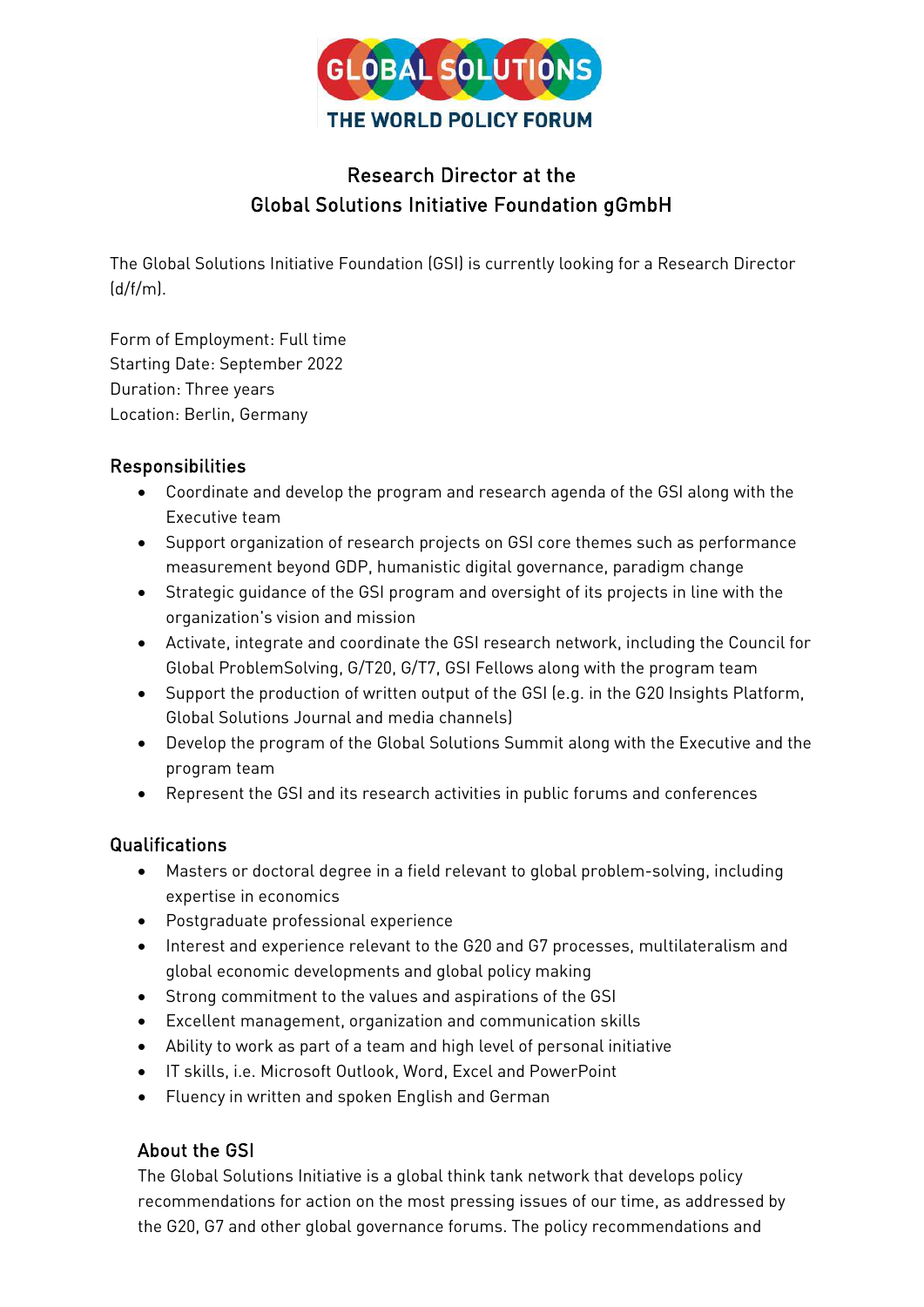GLOBAL SOLUTIONS
THE WORLD POLICY FORUM

# Research Director at the Global Solutions Initiative Foundation gGmbH

The Global Solutions Initiative Foundation (GSI) is currently looking for a Research Director (d/f/m).

Form of Employment: Full time
Starting Date: September 2022
Duration: Three years
Location: Berlin, Germany

## Responsibilities

- Coordinate and develop the program and research agenda of the GSI along with the Executive team
- Support organization of research projects on GSI core themes such as performance measurement beyond GDP, humanistic digital governance, paradigm change
- Strategic guidance of the GSI program and oversight of its projects in line with the organization's vision and mission
- Activate, integrate and coordinate the GSI research network, including the Council for Global ProblemSolving, G/T20, G/T7, GSI Fellows along with the program team
- Support the production of written output of the GSI (e.g. in the G20 Insights Platform, Global Solutions Journal and media channels)
- Develop the program of the Global Solutions Summit along with the Executive and the program team
- Represent the GSI and its research activities in public forums and conferences

## Qualifications

- Masters or doctoral degree in a field relevant to global problem-solving, including expertise in economics
- Postgraduate professional experience
- Interest and experience relevant to the G20 and G7 processes, multilateralism and global economic developments and global policy making
- Strong commitment to the values and aspirations of the GSI
- Excellent management, organization and communication skills
- Ability to work as part of a team and high level of personal initiative
- IT skills, i.e. Microsoft Outlook, Word, Excel and PowerPoint
- Fluency in written and spoken English and German

## About the GSI

The Global Solutions Initiative is a global think tank network that develops policy recommendations for action on the most pressing issues of our time, as addressed by the G20, G7 and other global governance forums. The policy recommendations and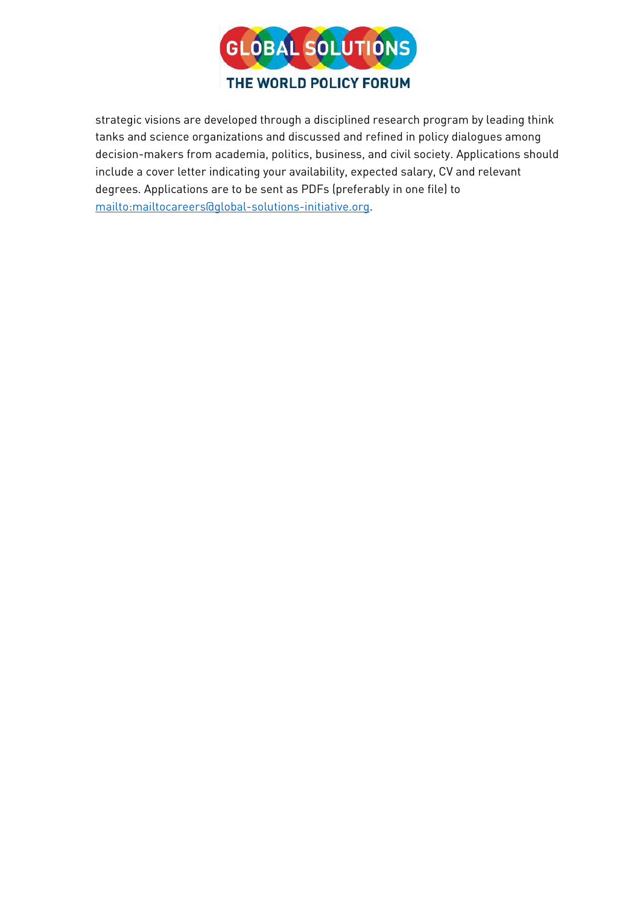strategic visions are developed through a disciplined research program by leading think tanks and science organizations and discussed and refined in policy dialogues among decision-makers from academia, politics, business, and civil society. Applications should include a cover letter indicating your availability, expected salary, CV and relevant degrees. Applications are to be sent as PDFs (preferably in one file) to mailto:mailtocareers@global-solutions-initiative.org.